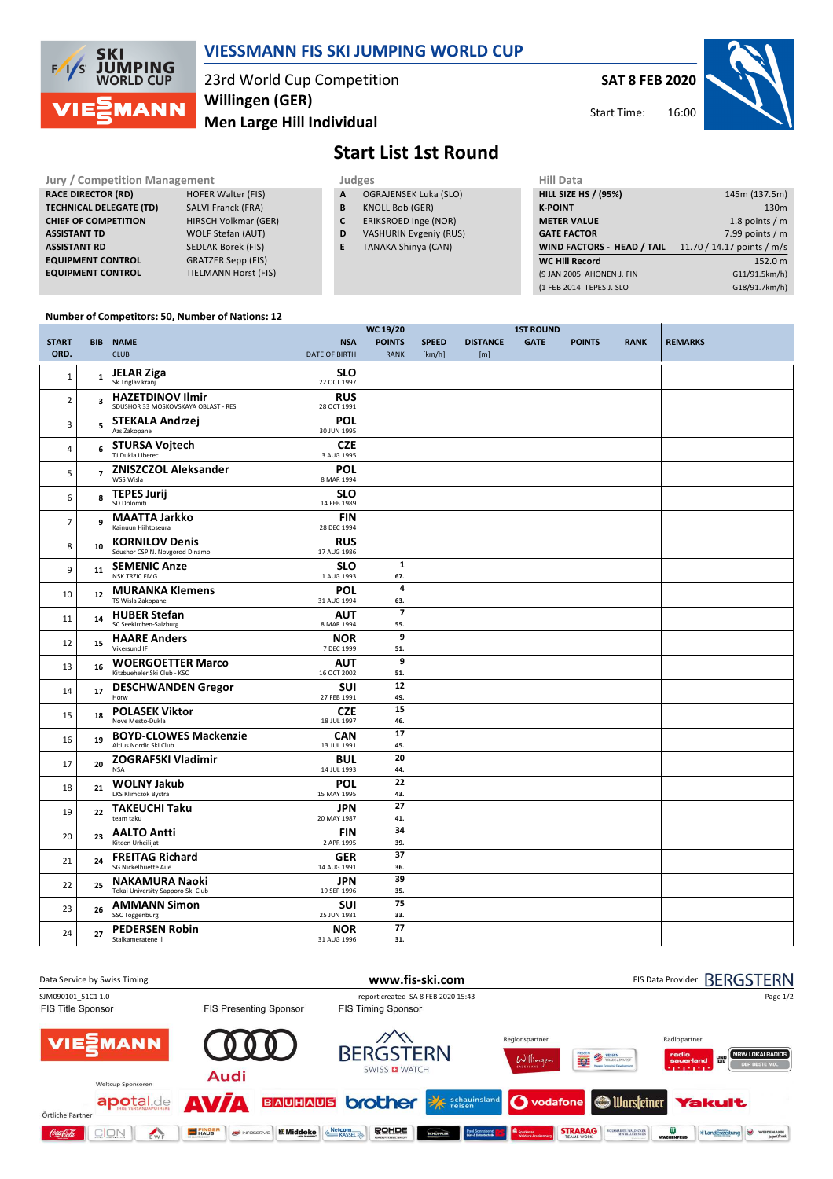# VIESSMANN FIS SKI JUMPING WORLD CUP

23rd World Cup Competition
**Willingen (GER)**
**Men Large Hill Individual**

**SAT 8 FEB 2020**
Start Time: 16:00

## Start List 1st Round

| Jury / Competition Management | |
|---|---|
| RACE DIRECTOR (RD) | HOFER Walter (FIS) |
| TECHNICAL DELEGATE (TD) | SALVI Franck (FRA) |
| CHIEF OF COMPETITION | HIRSCH Volkmar (GER) |
| ASSISTANT TD | WOLF Stefan (AUT) |
| ASSISTANT RD | SEDLAK Borek (FIS) |
| EQUIPMENT CONTROL | GRATZER Sepp (FIS) |
| EQUIPMENT CONTROL | TIELMANN Horst (FIS) |

| Judges | |
|---|---|
| A | OGRAJENSEK Luka (SLO) |
| B | KNOLL Bob (GER) |
| C | ERIKSROED Inge (NOR) |
| D | VASHURIN Evgeniy (RUS) |
| E | TANAKA Shinya (CAN) |

| Hill Data | |
|---|---|
| HILL SIZE HS / (95%) | 145m (137.5m) |
| K-POINT | 130m |
| METER VALUE | 1.8 points / m |
| GATE FACTOR | 7.99 points / m |
| WIND FACTORS - HEAD / TAIL | 11.70 / 14.17 points / m/s |
| WC Hill Record | 152.0 m |
| (9 JAN 2005 AHONEN J. FIN | G11/91.5km/h) |
| (1 FEB 2014 TEPES J. SLO | G18/91.7km/h) |

Number of Competitors: 50, Number of Nations: 12

| START ORD. | BIB | NAME / CLUB | NSA / DATE OF BIRTH | WC 19/20 POINTS / RANK | SPEED [km/h] | DISTANCE [m] | GATE | POINTS | RANK | REMARKS |
|---|---|---|---|---|---|---|---|---|---|---|
| 1 | 1 | **JELAR Ziga** Sk Triglav kranj | SLO 22 OCT 1997 | | | | | | | |
| 2 | 3 | **HAZETDINOV Ilmir** SDUSHOR 33 MOSKOVSKAYA OBLAST - RES | RUS 28 OCT 1991 | | | | | | | |
| 3 | 5 | **STEKALA Andrzej** Azs Zakopane | POL 30 JUN 1995 | | | | | | | |
| 4 | 6 | **STURSA Vojtech** TJ Dukla Liberec | CZE 3 AUG 1995 | | | | | | | |
| 5 | 7 | **ZNISZCZOL Aleksander** WSS Wisla | POL 8 MAR 1994 | | | | | | | |
| 6 | 8 | **TEPES Jurij** SD Dolomiti | SLO 14 FEB 1989 | | | | | | | |
| 7 | 9 | **MAATTA Jarkko** Kainuun Hiihtoseura | FIN 28 DEC 1994 | | | | | | | |
| 8 | 10 | **KORNILOV Denis** Sdushor CSP N. Novgorod Dinamo | RUS 17 AUG 1986 | | | | | | | |
| 9 | 11 | **SEMENIC Anze** NSK TRZIC FMG | SLO 1 AUG 1993 | 1 / 67. | | | | | | |
| 10 | 12 | **MURANKA Klemens** TS Wisla Zakopane | POL 31 AUG 1994 | 4 / 63. | | | | | | |
| 11 | 14 | **HUBER Stefan** SC Seekirchen-Salzburg | AUT 8 MAR 1994 | 7 / 55. | | | | | | |
| 12 | 15 | **HAARE Anders** Vikersund IF | NOR 7 DEC 1999 | 9 / 51. | | | | | | |
| 13 | 16 | **WOERGOETTER Marco** Kitzbueheler Ski Club - KSC | AUT 16 OCT 2002 | 9 / 51. | | | | | | |
| 14 | 17 | **DESCHWANDEN Gregor** Horw | SUI 27 FEB 1991 | 12 / 49. | | | | | | |
| 15 | 18 | **POLASEK Viktor** Nove Mesto-Dukla | CZE 18 JUL 1997 | 15 / 46. | | | | | | |
| 16 | 19 | **BOYD-CLOWES Mackenzie** Altius Nordic Ski Club | CAN 13 JUL 1991 | 17 / 45. | | | | | | |
| 17 | 20 | **ZOGRAFSKI Vladimir** NSA | BUL 14 JUL 1993 | 20 / 44. | | | | | | |
| 18 | 21 | **WOLNY Jakub** LKS Klimczok Bystra | POL 15 MAY 1995 | 22 / 43. | | | | | | |
| 19 | 22 | **TAKEUCHI Taku** team taku | JPN 20 MAY 1987 | 27 / 41. | | | | | | |
| 20 | 23 | **AALTO Antti** Kiteen Urheilijat | FIN 2 APR 1995 | 34 / 39. | | | | | | |
| 21 | 24 | **FREITAG Richard** SG Nickelhuette Aue | GER 14 AUG 1991 | 37 / 36. | | | | | | |
| 22 | 25 | **NAKAMURA Naoki** Tokai University Sapporo Ski Club | JPN 19 SEP 1996 | 39 / 35. | | | | | | |
| 23 | 26 | **AMMANN Simon** SSC Toggenburg | SUI 25 JUN 1981 | 75 / 33. | | | | | | |
| 24 | 27 | **PEDERSEN Robin** Stalkameratene II | NOR 31 AUG 1996 | 77 / 31. | | | | | | |

Data Service by Swiss Timing — www.fis-ski.com — FIS Data Provider BERGSTERN
SJM090101_51C1 1.0 — report created SA 8 FEB 2020 15:43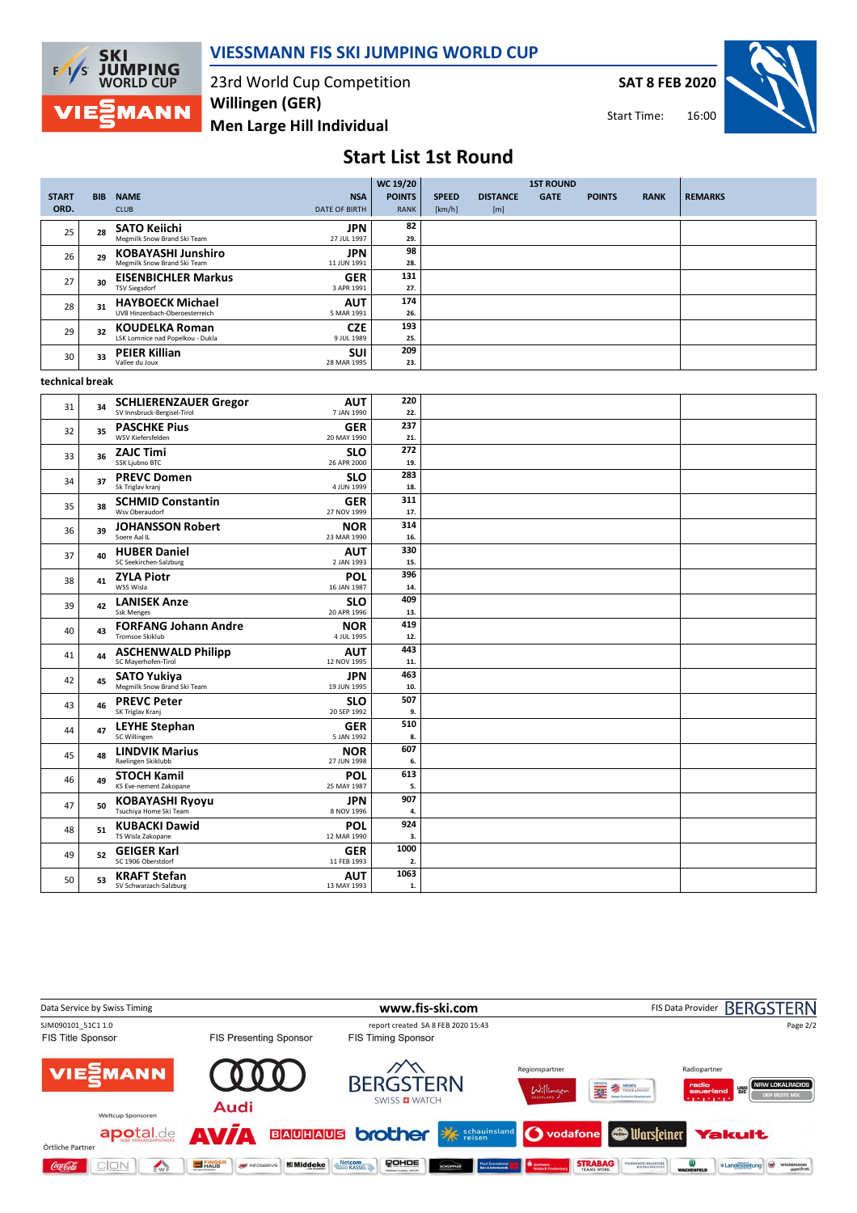# VIESSMANN FIS SKI JUMPING WORLD CUP

23rd World Cup Competition
Willingen (GER)
Men Large Hill Individual

SAT 8 FEB 2020
Start Time: 16:00

## Start List 1st Round

| START ORD. | BIB | NAME / CLUB | NSA / DATE OF BIRTH | WC 19/20 POINTS / RANK | SPEED [km/h] | DISTANCE [m] | GATE | POINTS | RANK | REMARKS |
|---|---|---|---|---|---|---|---|---|---|---|
| 25 | 28 | **SATO Keiichi** Megmilk Snow Brand Ski Team | JPN 27 JUL 1997 | 82 / 29. | | | | | | |
| 26 | 29 | **KOBAYASHI Junshiro** Megmilk Snow Brand Ski Team | JPN 11 JUN 1991 | 98 / 28. | | | | | | |
| 27 | 30 | **EISENBICHLER Markus** TSV Siegsdorf | GER 3 APR 1991 | 131 / 27. | | | | | | |
| 28 | 31 | **HAYBOECK Michael** UVB Hinzenbach-Oberoesterreich | AUT 5 MAR 1991 | 174 / 26. | | | | | | |
| 29 | 32 | **KOUDELKA Roman** LSK Lomnice nad Popelkou - Dukla | CZE 9 JUL 1989 | 193 / 25. | | | | | | |
| 30 | 33 | **PEIER Killian** Vallee du Joux | SUI 28 MAR 1995 | 209 / 23. | | | | | | |
| technical break | | | | | | | | | | |
| 31 | 34 | **SCHLIERENZAUER Gregor** SV Innsbruck-Bergisel-Tirol | AUT 7 JAN 1990 | 220 / 22. | | | | | | |
| 32 | 35 | **PASCHKE Pius** WSV Kiefersfelden | GER 20 MAY 1990 | 237 / 21. | | | | | | |
| 33 | 36 | **ZAJC Timi** SSK Ljubno BTC | SLO 26 APR 2000 | 272 / 19. | | | | | | |
| 34 | 37 | **PREVC Domen** Sk Triglav kranj | SLO 4 JUN 1999 | 283 / 18. | | | | | | |
| 35 | 38 | **SCHMID Constantin** Wsv Oberaudorf | GER 27 NOV 1999 | 311 / 17. | | | | | | |
| 36 | 39 | **JOHANSSON Robert** Soere Aal IL | NOR 23 MAR 1990 | 314 / 16. | | | | | | |
| 37 | 40 | **HUBER Daniel** SC Seekirchen-Salzburg | AUT 2 JAN 1993 | 330 / 15. | | | | | | |
| 38 | 41 | **ZYLA Piotr** WSS Wisla | POL 16 JAN 1987 | 396 / 14. | | | | | | |
| 39 | 42 | **LANISEK Anze** Ssk Menges | SLO 20 APR 1996 | 409 / 13. | | | | | | |
| 40 | 43 | **FORFANG Johann Andre** Tromsoe Skiklub | NOR 4 JUL 1995 | 419 / 12. | | | | | | |
| 41 | 44 | **ASCHENWALD Philipp** SC Mayerhofen-Tirol | AUT 12 NOV 1995 | 443 / 11. | | | | | | |
| 42 | 45 | **SATO Yukiya** Megmilk Snow Brand Ski Team | JPN 19 JUN 1995 | 463 / 10. | | | | | | |
| 43 | 46 | **PREVC Peter** SK Triglav Kranj | SLO 20 SEP 1992 | 507 / 9. | | | | | | |
| 44 | 47 | **LEYHE Stephan** SC Willingen | GER 5 JAN 1992 | 510 / 8. | | | | | | |
| 45 | 48 | **LINDVIK Marius** Raelingen Skiklubb | NOR 27 JUN 1998 | 607 / 6. | | | | | | |
| 46 | 49 | **STOCH Kamil** KS Eve-nement Zakopane | POL 25 MAY 1987 | 613 / 5. | | | | | | |
| 47 | 50 | **KOBAYASHI Ryoyu** Tsuchiya Home Ski Team | JPN 8 NOV 1996 | 907 / 4. | | | | | | |
| 48 | 51 | **KUBACKI Dawid** TS Wisla Zakopane | POL 12 MAR 1990 | 924 / 3. | | | | | | |
| 49 | 52 | **GEIGER Karl** SC 1906 Oberstdorf | GER 11 FEB 1993 | 1000 / 2. | | | | | | |
| 50 | 53 | **KRAFT Stefan** SV Schwarzach-Salzburg | AUT 13 MAY 1993 | 1063 / 1. | | | | | | |

Data Service by Swiss Timing — www.fis-ski.com — FIS Data Provider BERGSTERN

SJM090101_51C1 1.0 — report created SA 8 FEB 2020 15:43